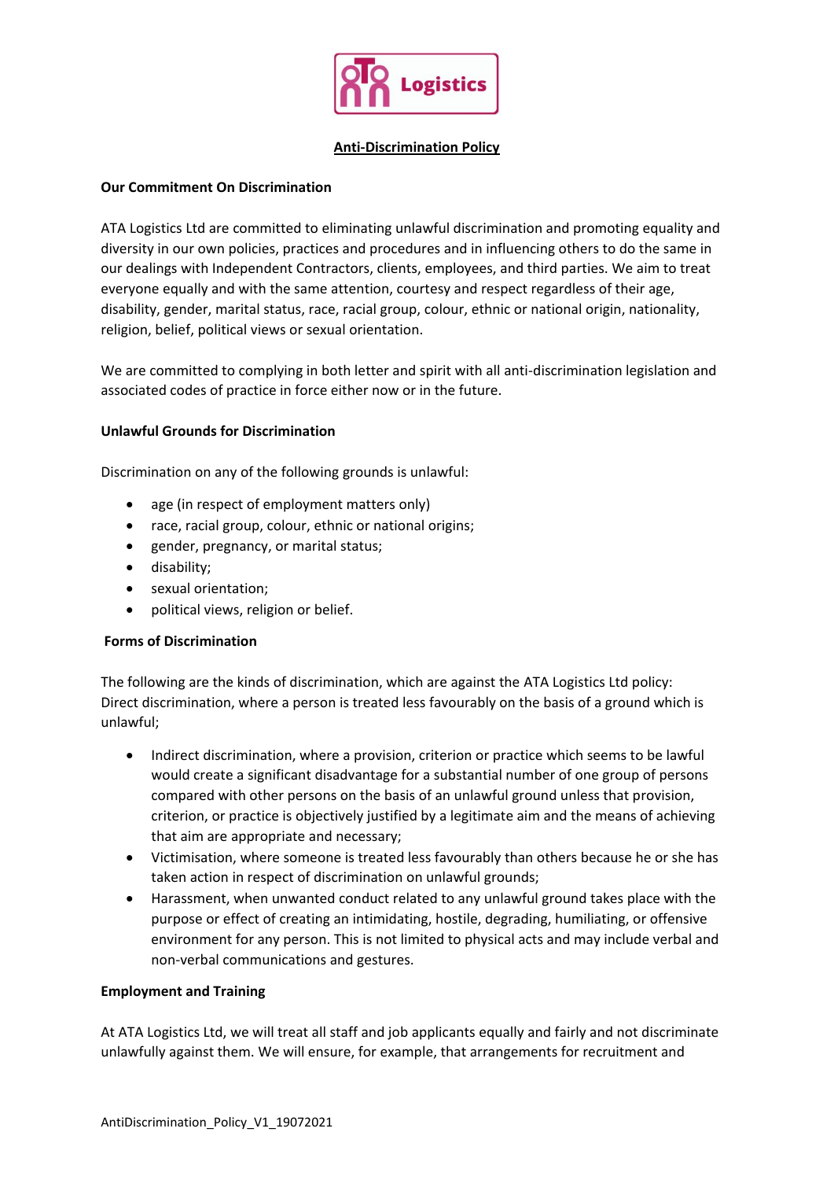Logistics

# Anti-Discrimination Policy

## Our Commitment On Discrimination

ATA Logistics Ltd are committed to eliminating unlawful discrimination and promoting equality and diversity in our own policies, practices and procedures and in influencing others to do the same in our dealings with Independent Contractors, clients, employees, and third parties. We aim to treat everyone equally and with the same attention, courtesy and respect regardless of their age, disability, gender, marital status, race, racial group, colour, ethnic or national origin, nationality, religion, belief, political views or sexual orientation.

We are committed to complying in both letter and spirit with all anti-discrimination legislation and associated codes of practice in force either now or in the future.

## Unlawful Grounds for Discrimination

Discrimination on any of the following grounds is unlawful:

- age (in respect of employment matters only)
- race, racial group, colour, ethnic or national origins;
- gender, pregnancy, or marital status;
- disability;
- sexual orientation;
- political views, religion or belief.

## Forms of Discrimination

The following are the kinds of discrimination, which are against the ATA Logistics Ltd policy:
Direct discrimination, where a person is treated less favourably on the basis of a ground which is unlawful;

- Indirect discrimination, where a provision, criterion or practice which seems to be lawful would create a significant disadvantage for a substantial number of one group of persons compared with other persons on the basis of an unlawful ground unless that provision, criterion, or practice is objectively justified by a legitimate aim and the means of achieving that aim are appropriate and necessary;
- Victimisation, where someone is treated less favourably than others because he or she has taken action in respect of discrimination on unlawful grounds;
- Harassment, when unwanted conduct related to any unlawful ground takes place with the purpose or effect of creating an intimidating, hostile, degrading, humiliating, or offensive environment for any person. This is not limited to physical acts and may include verbal and non-verbal communications and gestures.

## Employment and Training

At ATA Logistics Ltd, we will treat all staff and job applicants equally and fairly and not discriminate unlawfully against them. We will ensure, for example, that arrangements for recruitment and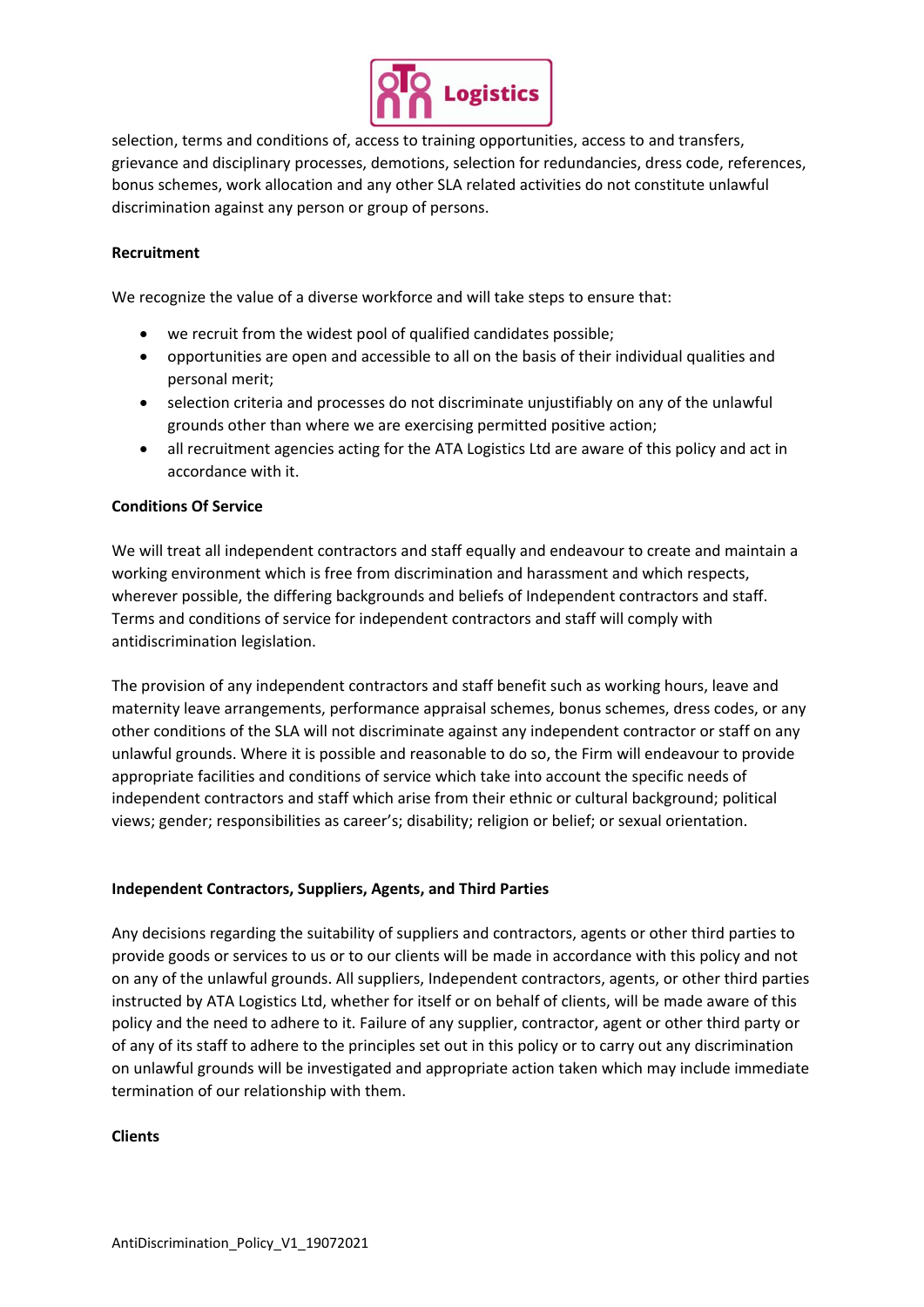selection, terms and conditions of, access to training opportunities, access to and transfers, grievance and disciplinary processes, demotions, selection for redundancies, dress code, references, bonus schemes, work allocation and any other SLA related activities do not constitute unlawful discrimination against any person or group of persons.

**Recruitment**

We recognize the value of a diverse workforce and will take steps to ensure that:

- we recruit from the widest pool of qualified candidates possible;
- opportunities are open and accessible to all on the basis of their individual qualities and personal merit;
- selection criteria and processes do not discriminate unjustifiably on any of the unlawful grounds other than where we are exercising permitted positive action;
- all recruitment agencies acting for the ATA Logistics Ltd are aware of this policy and act in accordance with it.

**Conditions Of Service**

We will treat all independent contractors and staff equally and endeavour to create and maintain a working environment which is free from discrimination and harassment and which respects, wherever possible, the differing backgrounds and beliefs of Independent contractors and staff. Terms and conditions of service for independent contractors and staff will comply with antidiscrimination legislation.

The provision of any independent contractors and staff benefit such as working hours, leave and maternity leave arrangements, performance appraisal schemes, bonus schemes, dress codes, or any other conditions of the SLA will not discriminate against any independent contractor or staff on any unlawful grounds. Where it is possible and reasonable to do so, the Firm will endeavour to provide appropriate facilities and conditions of service which take into account the specific needs of independent contractors and staff which arise from their ethnic or cultural background; political views; gender; responsibilities as career's; disability; religion or belief; or sexual orientation.

**Independent Contractors, Suppliers, Agents, and Third Parties**

Any decisions regarding the suitability of suppliers and contractors, agents or other third parties to provide goods or services to us or to our clients will be made in accordance with this policy and not on any of the unlawful grounds. All suppliers, Independent contractors, agents, or other third parties instructed by ATA Logistics Ltd, whether for itself or on behalf of clients, will be made aware of this policy and the need to adhere to it. Failure of any supplier, contractor, agent or other third party or of any of its staff to adhere to the principles set out in this policy or to carry out any discrimination on unlawful grounds will be investigated and appropriate action taken which may include immediate termination of our relationship with them.

**Clients**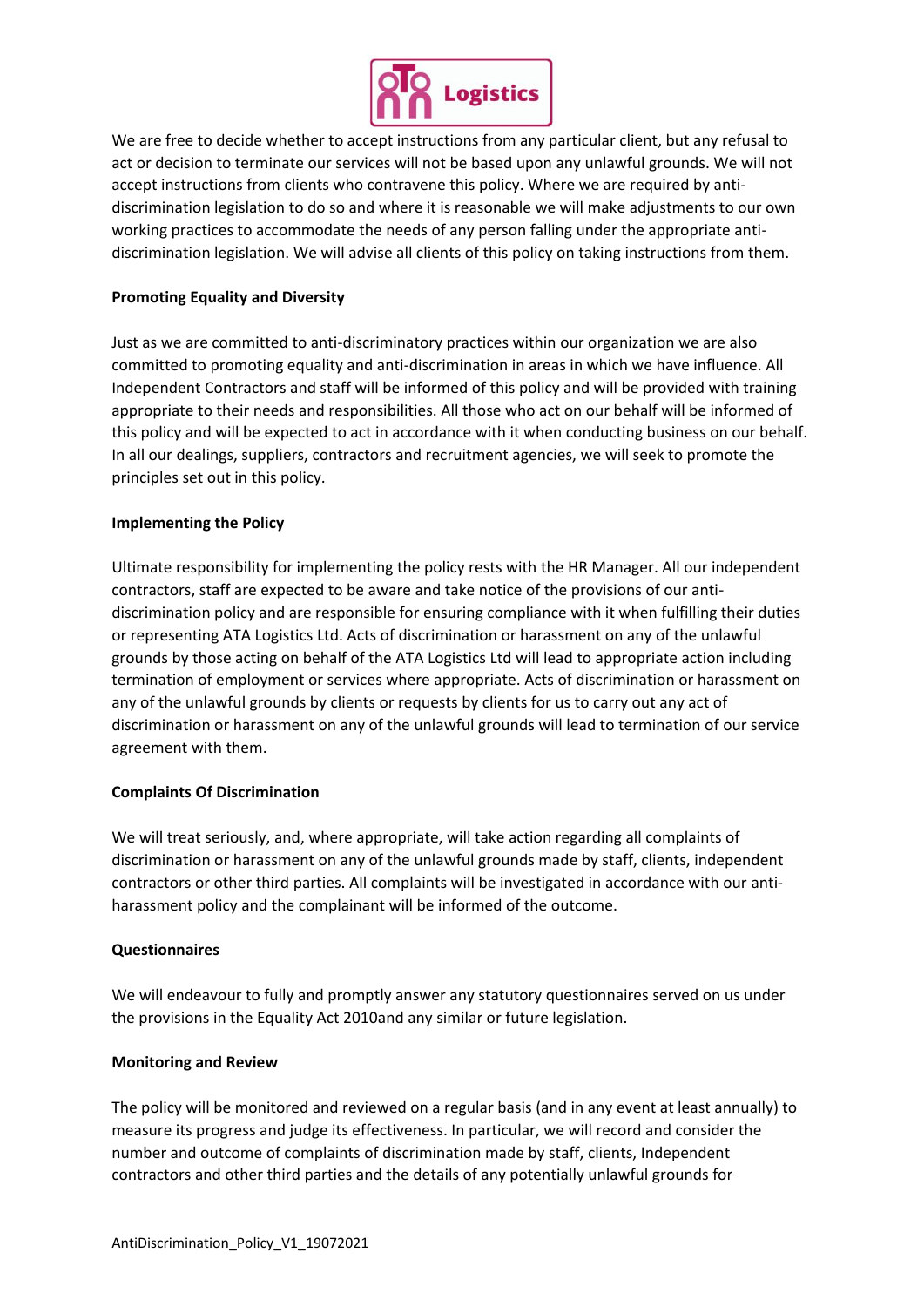We are free to decide whether to accept instructions from any particular client, but any refusal to act or decision to terminate our services will not be based upon any unlawful grounds. We will not accept instructions from clients who contravene this policy. Where we are required by anti-discrimination legislation to do so and where it is reasonable we will make adjustments to our own working practices to accommodate the needs of any person falling under the appropriate anti-discrimination legislation. We will advise all clients of this policy on taking instructions from them.

**Promoting Equality and Diversity**

Just as we are committed to anti-discriminatory practices within our organization we are also committed to promoting equality and anti-discrimination in areas in which we have influence. All Independent Contractors and staff will be informed of this policy and will be provided with training appropriate to their needs and responsibilities. All those who act on our behalf will be informed of this policy and will be expected to act in accordance with it when conducting business on our behalf. In all our dealings, suppliers, contractors and recruitment agencies, we will seek to promote the principles set out in this policy.

**Implementing the Policy**

Ultimate responsibility for implementing the policy rests with the HR Manager. All our independent contractors, staff are expected to be aware and take notice of the provisions of our anti-discrimination policy and are responsible for ensuring compliance with it when fulfilling their duties or representing ATA Logistics Ltd. Acts of discrimination or harassment on any of the unlawful grounds by those acting on behalf of the ATA Logistics Ltd will lead to appropriate action including termination of employment or services where appropriate. Acts of discrimination or harassment on any of the unlawful grounds by clients or requests by clients for us to carry out any act of discrimination or harassment on any of the unlawful grounds will lead to termination of our service agreement with them.

**Complaints Of Discrimination**

We will treat seriously, and, where appropriate, will take action regarding all complaints of discrimination or harassment on any of the unlawful grounds made by staff, clients, independent contractors or other third parties. All complaints will be investigated in accordance with our anti-harassment policy and the complainant will be informed of the outcome.

**Questionnaires**

We will endeavour to fully and promptly answer any statutory questionnaires served on us under the provisions in the Equality Act 2010and any similar or future legislation.

**Monitoring and Review**

The policy will be monitored and reviewed on a regular basis (and in any event at least annually) to measure its progress and judge its effectiveness. In particular, we will record and consider the number and outcome of complaints of discrimination made by staff, clients, Independent contractors and other third parties and the details of any potentially unlawful grounds for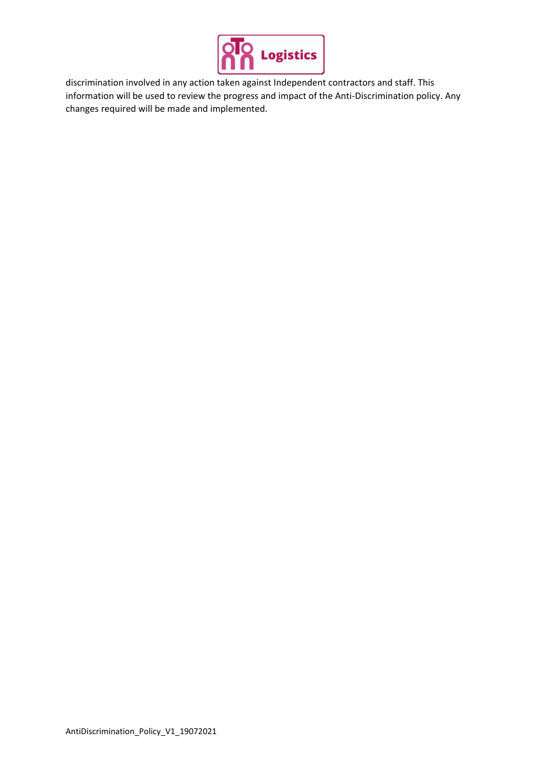discrimination involved in any action taken against Independent contractors and staff. This information will be used to review the progress and impact of the Anti-Discrimination policy. Any changes required will be made and implemented.